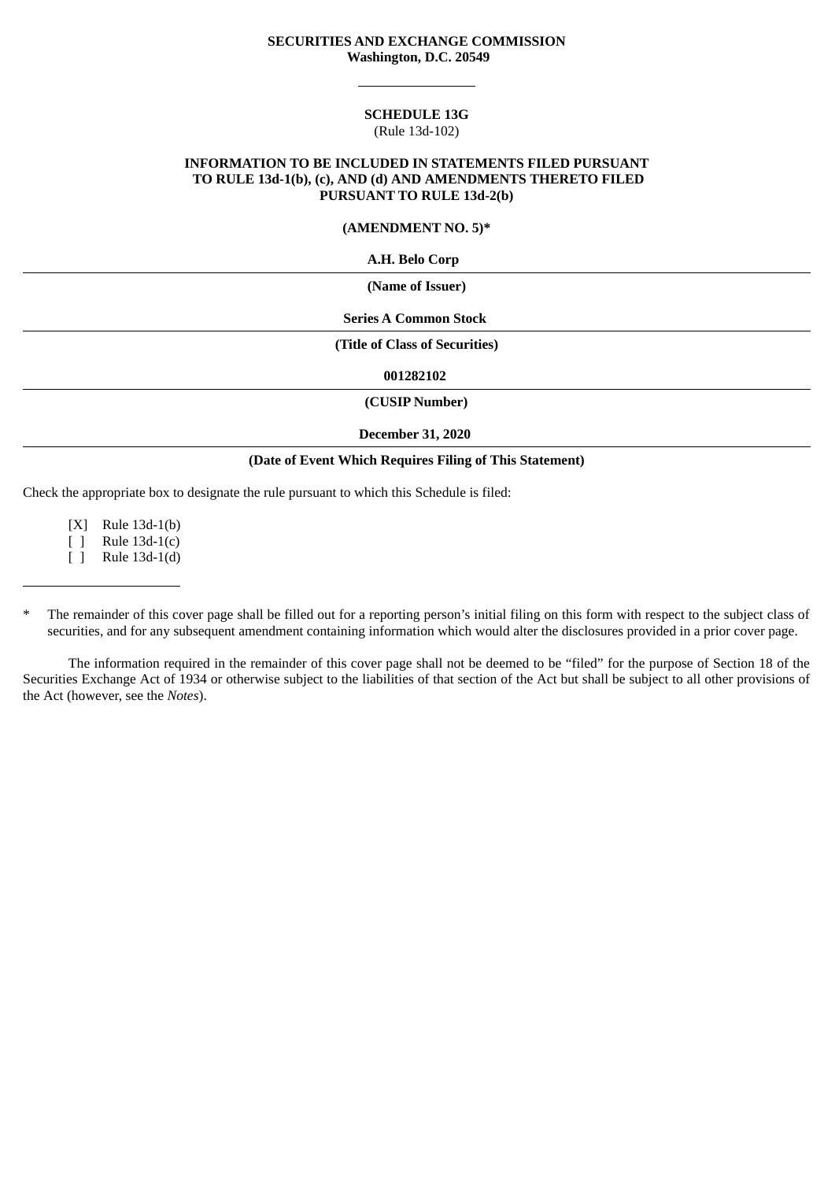**SECURITIES AND EXCHANGE COMMISSION**
**Washington, D.C. 20549**

---

**SCHEDULE 13G**
(Rule 13d-102)

**INFORMATION TO BE INCLUDED IN STATEMENTS FILED PURSUANT TO RULE 13d-1(b), (c), AND (d) AND AMENDMENTS THERETO FILED PURSUANT TO RULE 13d-2(b)**

**(AMENDMENT NO. 5)***

**A.H. Belo Corp**

---

**(Name of Issuer)**

**Series A Common Stock**

---

**(Title of Class of Securities)**

**001282102**

---

**(CUSIP Number)**

**December 31, 2020**

---

**(Date of Event Which Requires Filing of This Statement)**

Check the appropriate box to designate the rule pursuant to which this Schedule is filed:

[X] Rule 13d-1(b)
[ ] Rule 13d-1(c)
[ ] Rule 13d-1(d)

---

* The remainder of this cover page shall be filled out for a reporting person's initial filing on this form with respect to the subject class of securities, and for any subsequent amendment containing information which would alter the disclosures provided in a prior cover page.

The information required in the remainder of this cover page shall not be deemed to be "filed" for the purpose of Section 18 of the Securities Exchange Act of 1934 or otherwise subject to the liabilities of that section of the Act but shall be subject to all other provisions of the Act (however, see the *Notes*).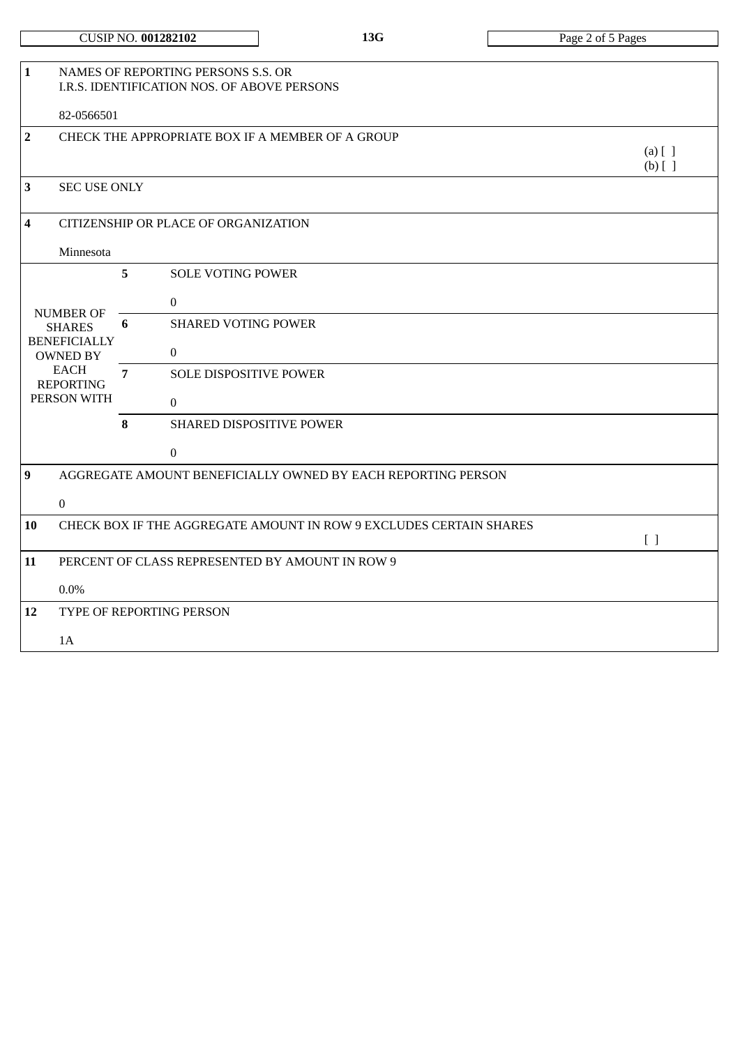CUSIP NO. **001282102** | **13G**

| | | | |
|---|---|---|---|
| **1** | NAMES OF REPORTING PERSONS S.S. OR I.R.S. IDENTIFICATION NOS. OF ABOVE PERSONS<br><br>82-0566501 | | |
| **2** | CHECK THE APPROPRIATE BOX IF A MEMBER OF A GROUP | | (a) [ ]<br>(b) [ ] |
| **3** | SEC USE ONLY | | |
| **4** | CITIZENSHIP OR PLACE OF ORGANIZATION<br><br>Minnesota | | |
| NUMBER OF SHARES BENEFICIALLY OWNED BY EACH REPORTING PERSON WITH | **5** | SOLE VOTING POWER<br><br>0 | |
| | **6** | SHARED VOTING POWER<br><br>0 | |
| | **7** | SOLE DISPOSITIVE POWER<br><br>0 | |
| | **8** | SHARED DISPOSITIVE POWER<br><br>0 | |
| **9** | AGGREGATE AMOUNT BENEFICIALLY OWNED BY EACH REPORTING PERSON<br><br>0 | | |
| **10** | CHECK BOX IF THE AGGREGATE AMOUNT IN ROW 9 EXCLUDES CERTAIN SHARES | | [ ] |
| **11** | PERCENT OF CLASS REPRESENTED BY AMOUNT IN ROW 9<br><br>0.0% | | |
| **12** | TYPE OF REPORTING PERSON<br><br>1A | | |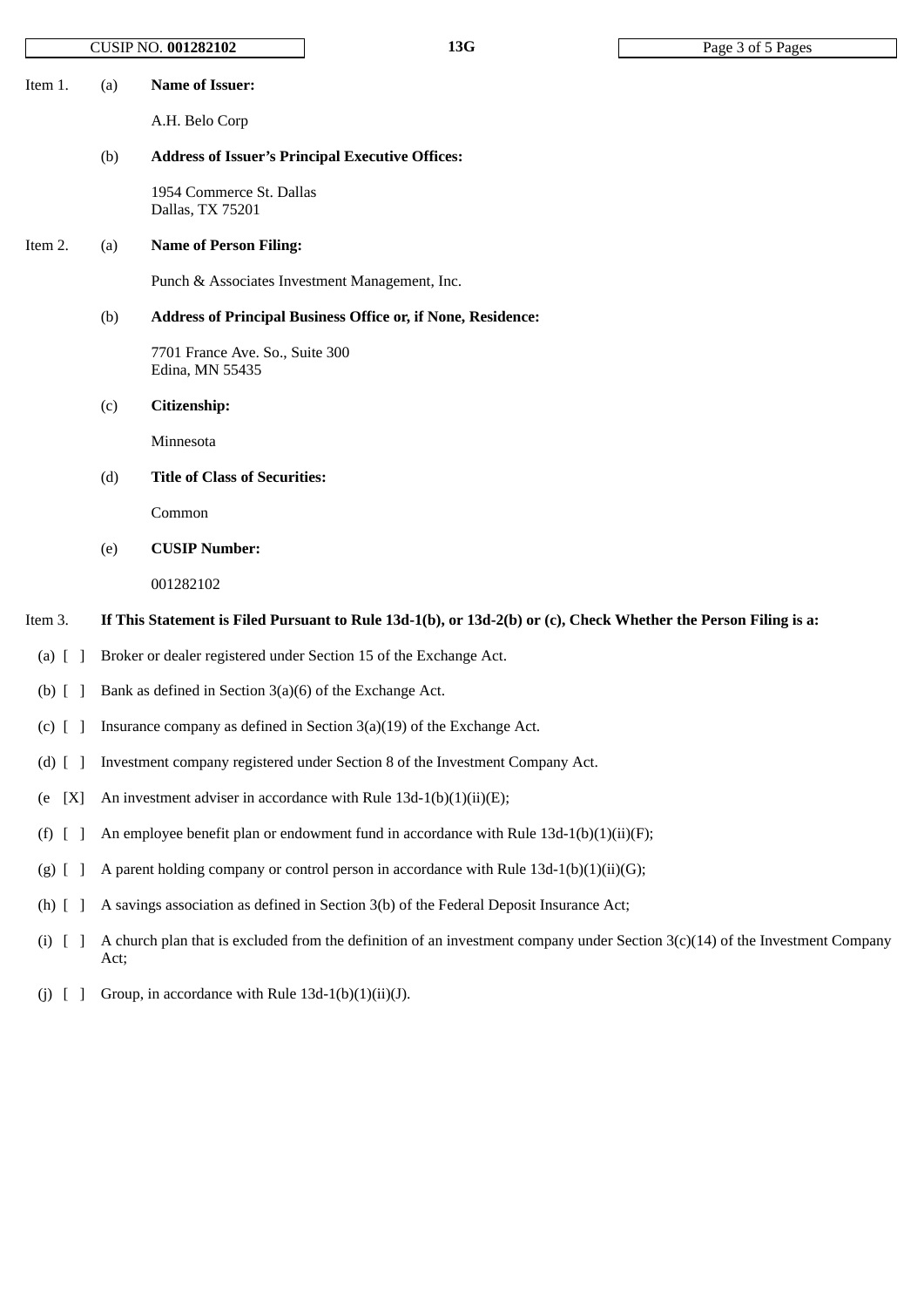Item 1. (a) **Name of Issuer:**

A.H. Belo Corp

(b) **Address of Issuer's Principal Executive Offices:**

1954 Commerce St. Dallas
Dallas, TX 75201

Item 2. (a) **Name of Person Filing:**

Punch & Associates Investment Management, Inc.

(b) **Address of Principal Business Office or, if None, Residence:**

7701 France Ave. So., Suite 300
Edina, MN 55435

(c) **Citizenship:**

Minnesota

(d) **Title of Class of Securities:**

Common

(e) **CUSIP Number:**

001282102

Item 3. **If This Statement is Filed Pursuant to Rule 13d-1(b), or 13d-2(b) or (c), Check Whether the Person Filing is a:**

(a) [ ] Broker or dealer registered under Section 15 of the Exchange Act.

(b) [ ] Bank as defined in Section 3(a)(6) of the Exchange Act.

(c) [ ] Insurance company as defined in Section 3(a)(19) of the Exchange Act.

(d) [ ] Investment company registered under Section 8 of the Investment Company Act.

(e [X] An investment adviser in accordance with Rule 13d-1(b)(1)(ii)(E);

(f) [ ] An employee benefit plan or endowment fund in accordance with Rule 13d-1(b)(1)(ii)(F);

(g) [ ] A parent holding company or control person in accordance with Rule 13d-1(b)(1)(ii)(G);

(h) [ ] A savings association as defined in Section 3(b) of the Federal Deposit Insurance Act;

(i) [ ] A church plan that is excluded from the definition of an investment company under Section 3(c)(14) of the Investment Company Act;

(j) [ ] Group, in accordance with Rule 13d-1(b)(1)(ii)(J).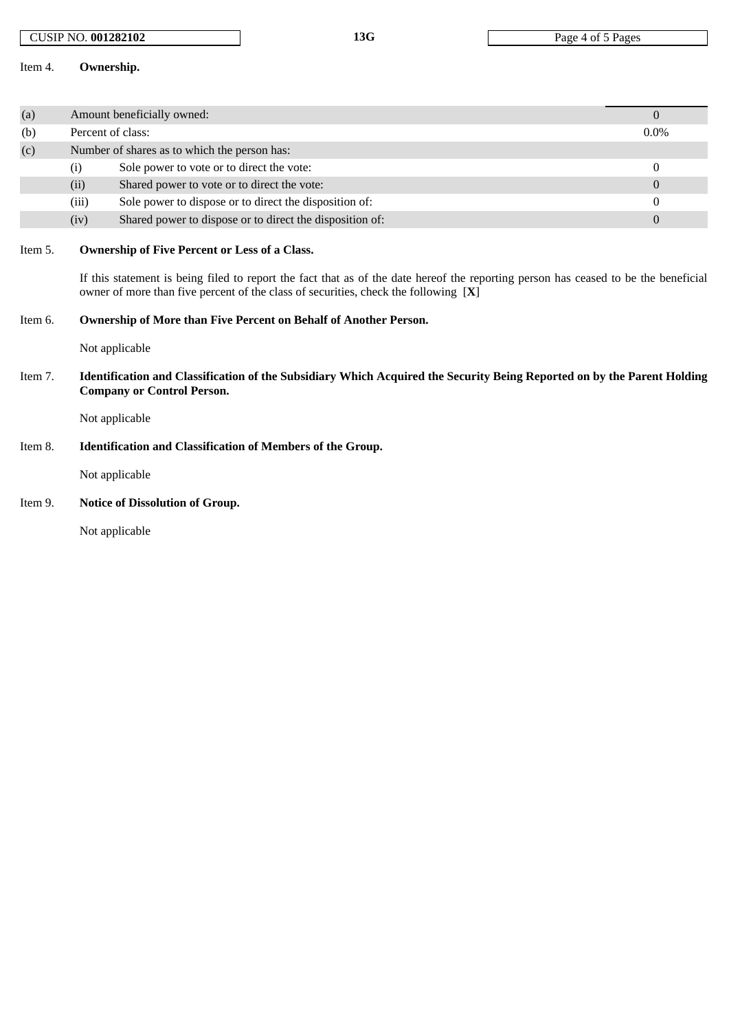Item 4. **Ownership.**

| | | | |
|---|---|---|---|
| (a) | Amount beneficially owned: | | 0 |
| (b) | Percent of class: | | 0.0% |
| (c) | Number of shares as to which the person has: | | |
| | (i) | Sole power to vote or to direct the vote: | 0 |
| | (ii) | Shared power to vote or to direct the vote: | 0 |
| | (iii) | Sole power to dispose or to direct the disposition of: | 0 |
| | (iv) | Shared power to dispose or to direct the disposition of: | 0 |

Item 5. **Ownership of Five Percent or Less of a Class.**

If this statement is being filed to report the fact that as of the date hereof the reporting person has ceased to be the beneficial owner of more than five percent of the class of securities, check the following [**X**]

Item 6. **Ownership of More than Five Percent on Behalf of Another Person.**

Not applicable

Item 7. **Identification and Classification of the Subsidiary Which Acquired the Security Being Reported on by the Parent Holding Company or Control Person.**

Not applicable

Item 8. **Identification and Classification of Members of the Group.**

Not applicable

Item 9. **Notice of Dissolution of Group.**

Not applicable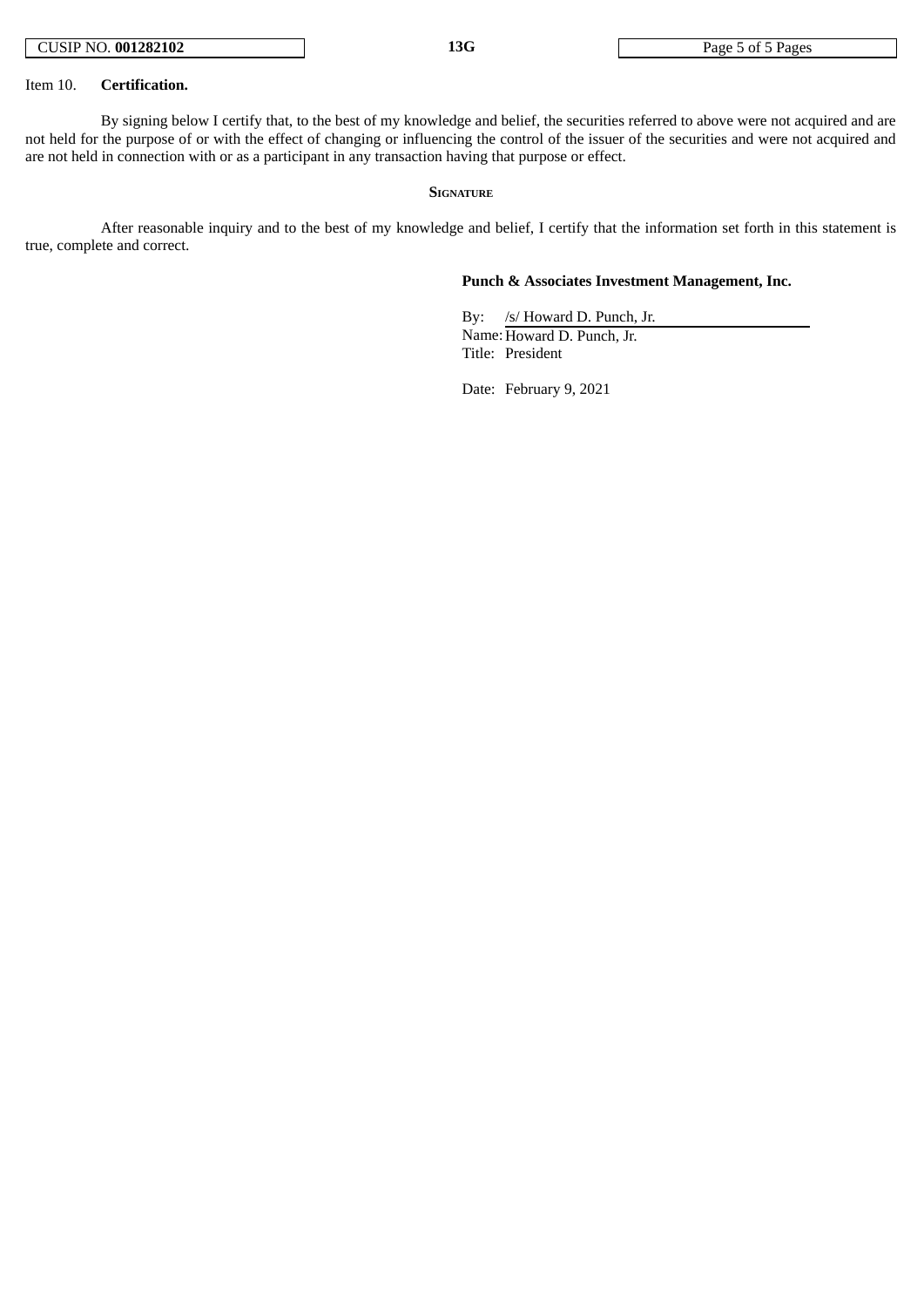Item 10. **Certification.**

By signing below I certify that, to the best of my knowledge and belief, the securities referred to above were not acquired and are not held for the purpose of or with the effect of changing or influencing the control of the issuer of the securities and were not acquired and are not held in connection with or as a participant in any transaction having that purpose or effect.

**SIGNATURE**

After reasonable inquiry and to the best of my knowledge and belief, I certify that the information set forth in this statement is true, complete and correct.

**Punch & Associates Investment Management, Inc.**

By: /s/ Howard D. Punch, Jr.

Name: Howard D. Punch, Jr.

Title: President

Date: February 9, 2021